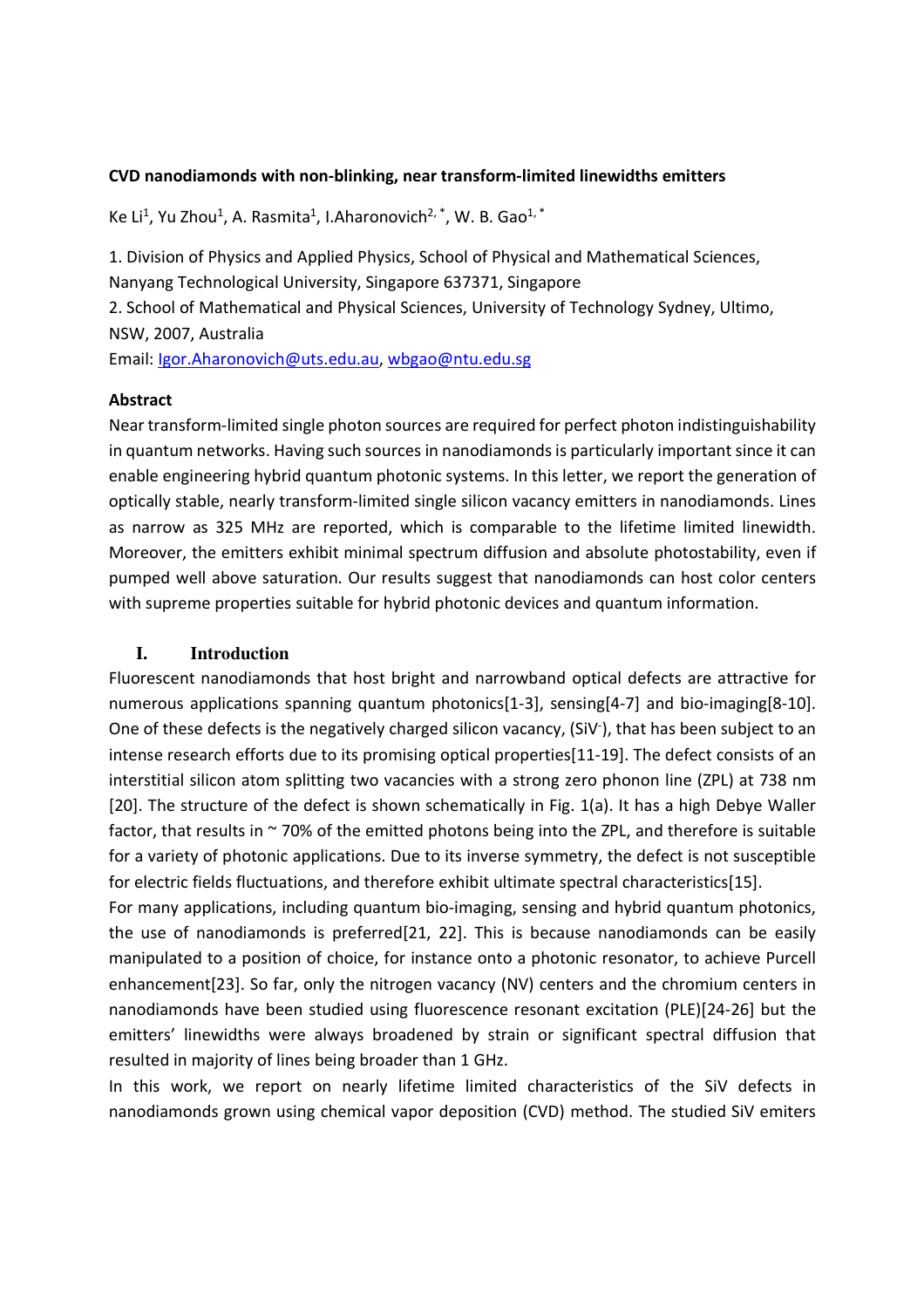**CVD nanodiamonds with non-blinking, near transform-limited linewidths emitters**

Ke Li[1], Yu Zhou[1], A. Rasmita[1], I.Aharonovich[2,*], W. B. Gao[1,*]

1. Division of Physics and Applied Physics, School of Physical and Mathematical Sciences, Nanyang Technological University, Singapore 637371, Singapore
2. School of Mathematical and Physical Sciences, University of Technology Sydney, Ultimo, NSW, 2007, Australia

Email: Igor.Aharonovich@uts.edu.au, wbgao@ntu.edu.sg

### Abstract

Near transform-limited single photon sources are required for perfect photon indistinguishability in quantum networks. Having such sources in nanodiamonds is particularly important since it can enable engineering hybrid quantum photonic systems. In this letter, we report the generation of optically stable, nearly transform-limited single silicon vacancy emitters in nanodiamonds. Lines as narrow as 325 MHz are reported, which is comparable to the lifetime limited linewidth. Moreover, the emitters exhibit minimal spectrum diffusion and absolute photostability, even if pumped well above saturation. Our results suggest that nanodiamonds can host color centers with supreme properties suitable for hybrid photonic devices and quantum information.

## I. Introduction

Fluorescent nanodiamonds that host bright and narrowband optical defects are attractive for numerous applications spanning quantum photonics[1-3], sensing[4-7] and bio-imaging[8-10]. One of these defects is the negatively charged silicon vacancy, ($SiV^-$), that has been subject to an intense research efforts due to its promising optical properties[11-19]. The defect consists of an interstitial silicon atom splitting two vacancies with a strong zero phonon line (ZPL) at 738 nm [20]. The structure of the defect is shown schematically in Fig. 1(a). It has a high Debye Waller factor, that results in ~ 70% of the emitted photons being into the ZPL, and therefore is suitable for a variety of photonic applications. Due to its inverse symmetry, the defect is not susceptible for electric fields fluctuations, and therefore exhibit ultimate spectral characteristics[15].

For many applications, including quantum bio-imaging, sensing and hybrid quantum photonics, the use of nanodiamonds is preferred[21, 22]. This is because nanodiamonds can be easily manipulated to a position of choice, for instance onto a photonic resonator, to achieve Purcell enhancement[23]. So far, only the nitrogen vacancy (NV) centers and the chromium centers in nanodiamonds have been studied using fluorescence resonant excitation (PLE)[24-26] but the emitters' linewidths were always broadened by strain or significant spectral diffusion that resulted in majority of lines being broader than 1 GHz.

In this work, we report on nearly lifetime limited characteristics of the SiV defects in nanodiamonds grown using chemical vapor deposition (CVD) method. The studied SiV emiters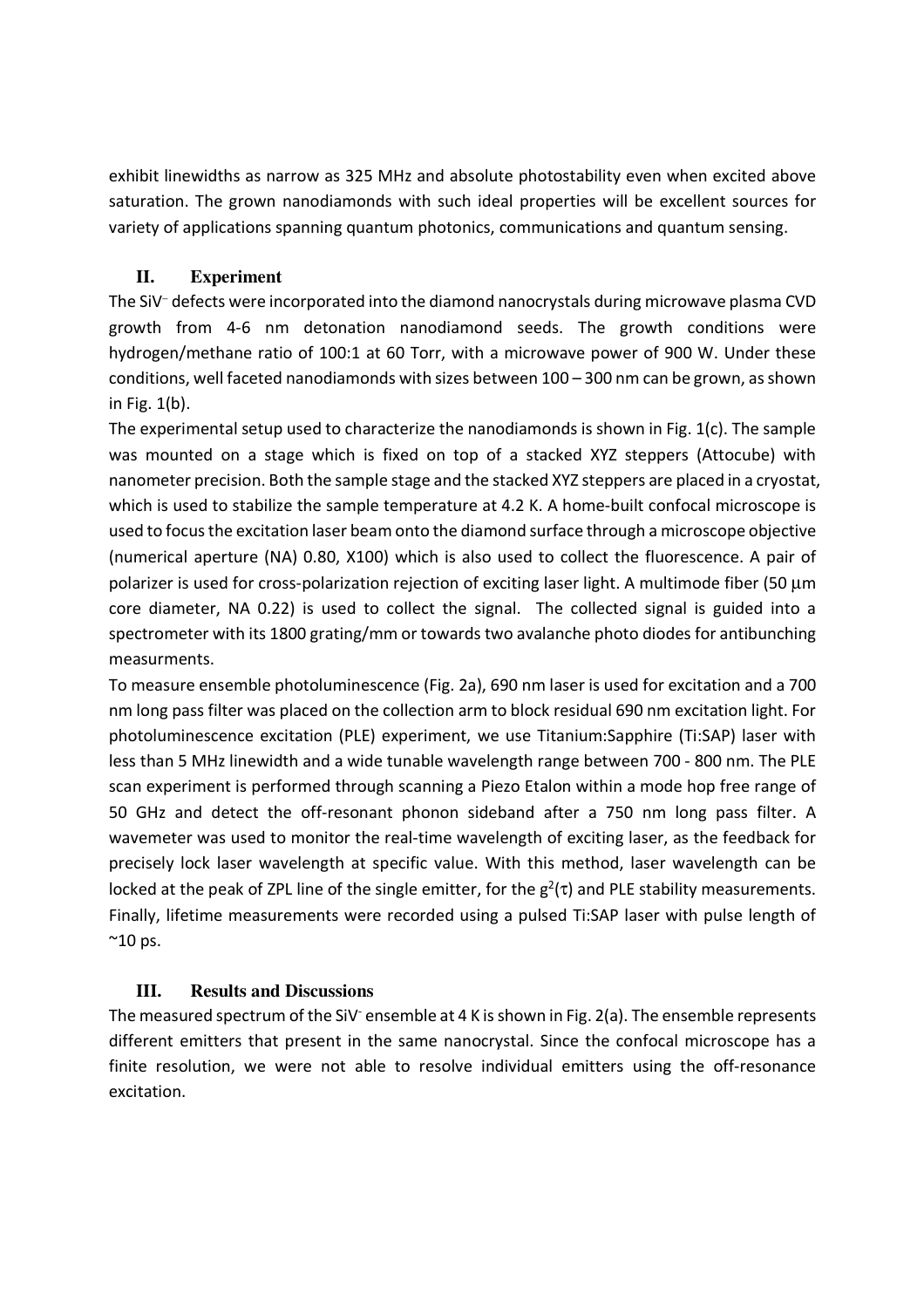exhibit linewidths as narrow as 325 MHz and absolute photostability even when excited above saturation. The grown nanodiamonds with such ideal properties will be excellent sources for variety of applications spanning quantum photonics, communications and quantum sensing.

## II. Experiment

The $SiV^-$ defects were incorporated into the diamond nanocrystals during microwave plasma CVD growth from 4-6 nm detonation nanodiamond seeds. The growth conditions were hydrogen/methane ratio of 100:1 at 60 Torr, with a microwave power of 900 W. Under these conditions, well faceted nanodiamonds with sizes between 100 – 300 nm can be grown, as shown in Fig. 1(b).

The experimental setup used to characterize the nanodiamonds is shown in Fig. 1(c). The sample was mounted on a stage which is fixed on top of a stacked XYZ steppers (Attocube) with nanometer precision. Both the sample stage and the stacked XYZ steppers are placed in a cryostat, which is used to stabilize the sample temperature at 4.2 K. A home-built confocal microscope is used to focus the excitation laser beam onto the diamond surface through a microscope objective (numerical aperture (NA) 0.80, X100) which is also used to collect the fluorescence. A pair of polarizer is used for cross-polarization rejection of exciting laser light. A multimode fiber (50 μm core diameter, NA 0.22) is used to collect the signal. The collected signal is guided into a spectrometer with its 1800 grating/mm or towards two avalanche photo diodes for antibunching measurments.

To measure ensemble photoluminescence (Fig. 2a), 690 nm laser is used for excitation and a 700 nm long pass filter was placed on the collection arm to block residual 690 nm excitation light. For photoluminescence excitation (PLE) experiment, we use Titanium:Sapphire (Ti:SAP) laser with less than 5 MHz linewidth and a wide tunable wavelength range between 700 - 800 nm. The PLE scan experiment is performed through scanning a Piezo Etalon within a mode hop free range of 50 GHz and detect the off-resonant phonon sideband after a 750 nm long pass filter. A wavemeter was used to monitor the real-time wavelength of exciting laser, as the feedback for precisely lock laser wavelength at specific value. With this method, laser wavelength can be locked at the peak of ZPL line of the single emitter, for the $g^2(\tau)$ and PLE stability measurements. Finally, lifetime measurements were recorded using a pulsed Ti:SAP laser with pulse length of ~10 ps.

## III. Results and Discussions

The measured spectrum of the $SiV^-$ ensemble at 4 K is shown in Fig. 2(a). The ensemble represents different emitters that present in the same nanocrystal. Since the confocal microscope has a finite resolution, we were not able to resolve individual emitters using the off-resonance excitation.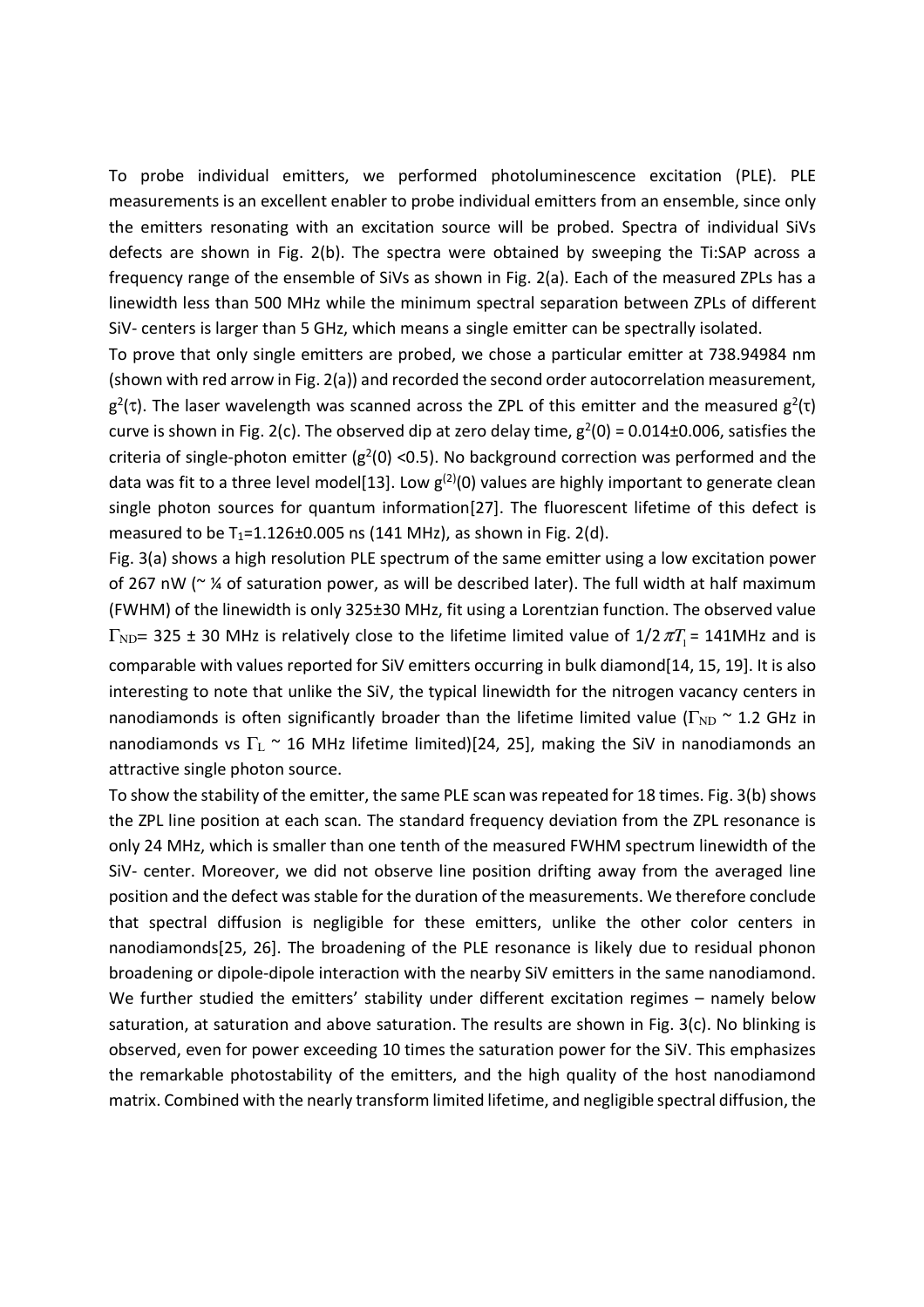To probe individual emitters, we performed photoluminescence excitation (PLE). PLE measurements is an excellent enabler to probe individual emitters from an ensemble, since only the emitters resonating with an excitation source will be probed. Spectra of individual SiVs defects are shown in Fig. 2(b). The spectra were obtained by sweeping the Ti:SAP across a frequency range of the ensemble of SiVs as shown in Fig. 2(a). Each of the measured ZPLs has a linewidth less than 500 MHz while the minimum spectral separation between ZPLs of different SiV- centers is larger than 5 GHz, which means a single emitter can be spectrally isolated.

To prove that only single emitters are probed, we chose a particular emitter at 738.94984 nm (shown with red arrow in Fig. 2(a)) and recorded the second order autocorrelation measurement, $g^2(\tau)$. The laser wavelength was scanned across the ZPL of this emitter and the measured $g^2(\tau)$ curve is shown in Fig. 2(c). The observed dip at zero delay time, $g^2(0) = 0.014 \pm 0.006$, satisfies the criteria of single-photon emitter ($g^2(0) < 0.5$). No background correction was performed and the data was fit to a three level model[13]. Low $g^{(2)}(0)$ values are highly important to generate clean single photon sources for quantum information[27]. The fluorescent lifetime of this defect is measured to be $T_1 = 1.126 \pm 0.005$ ns (141 MHz), as shown in Fig. 2(d).

Fig. 3(a) shows a high resolution PLE spectrum of the same emitter using a low excitation power of 267 nW (~ ¼ of saturation power, as will be described later). The full width at half maximum (FWHM) of the linewidth is only 325±30 MHz, fit using a Lorentzian function. The observed value $\Gamma_{ND} = 325 \pm 30$ MHz is relatively close to the lifetime limited value of $1/2\pi T_1 = 141$MHz and is comparable with values reported for SiV emitters occurring in bulk diamond[14, 15, 19]. It is also interesting to note that unlike the SiV, the typical linewidth for the nitrogen vacancy centers in nanodiamonds is often significantly broader than the lifetime limited value ($\Gamma_{ND} \sim 1.2$ GHz in nanodiamonds vs $\Gamma_L \sim 16$ MHz lifetime limited)[24, 25], making the SiV in nanodiamonds an attractive single photon source.

To show the stability of the emitter, the same PLE scan was repeated for 18 times. Fig. 3(b) shows the ZPL line position at each scan. The standard frequency deviation from the ZPL resonance is only 24 MHz, which is smaller than one tenth of the measured FWHM spectrum linewidth of the SiV- center. Moreover, we did not observe line position drifting away from the averaged line position and the defect was stable for the duration of the measurements. We therefore conclude that spectral diffusion is negligible for these emitters, unlike the other color centers in nanodiamonds[25, 26]. The broadening of the PLE resonance is likely due to residual phonon broadening or dipole-dipole interaction with the nearby SiV emitters in the same nanodiamond. We further studied the emitters' stability under different excitation regimes – namely below saturation, at saturation and above saturation. The results are shown in Fig. 3(c). No blinking is observed, even for power exceeding 10 times the saturation power for the SiV. This emphasizes the remarkable photostability of the emitters, and the high quality of the host nanodiamond matrix. Combined with the nearly transform limited lifetime, and negligible spectral diffusion, the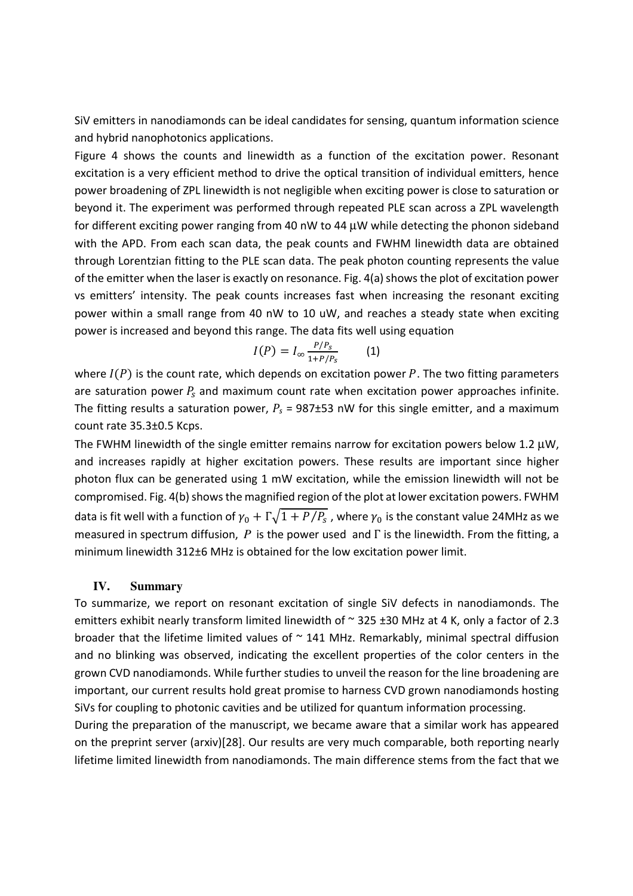SiV emitters in nanodiamonds can be ideal candidates for sensing, quantum information science and hybrid nanophotonics applications.

Figure 4 shows the counts and linewidth as a function of the excitation power. Resonant excitation is a very efficient method to drive the optical transition of individual emitters, hence power broadening of ZPL linewidth is not negligible when exciting power is close to saturation or beyond it. The experiment was performed through repeated PLE scan across a ZPL wavelength for different exciting power ranging from 40 nW to 44 µW while detecting the phonon sideband with the APD. From each scan data, the peak counts and FWHM linewidth data are obtained through Lorentzian fitting to the PLE scan data. The peak photon counting represents the value of the emitter when the laser is exactly on resonance. Fig. 4(a) shows the plot of excitation power vs emitters' intensity. The peak counts increases fast when increasing the resonant exciting power within a small range from 40 nW to 10 uW, and reaches a steady state when exciting power is increased and beyond this range. The data fits well using equation

$$I(P) = I_{\infty} \frac{P/P_s}{1+P/P_s} \qquad (1)$$

where $I(P)$ is the count rate, which depends on excitation power $P$. The two fitting parameters are saturation power $P_s$ and maximum count rate when excitation power approaches infinite. The fitting results a saturation power, $P_s$ = 987±53 nW for this single emitter, and a maximum count rate 35.3±0.5 Kcps.

The FWHM linewidth of the single emitter remains narrow for excitation powers below 1.2 µW, and increases rapidly at higher excitation powers. These results are important since higher photon flux can be generated using 1 mW excitation, while the emission linewidth will not be compromised. Fig. 4(b) shows the magnified region of the plot at lower excitation powers. FWHM data is fit well with a function of $\gamma_0 + \Gamma\sqrt{1 + P/P_s}$ , where $\gamma_0$ is the constant value 24MHz as we measured in spectrum diffusion, $P$ is the power used and $\Gamma$ is the linewidth. From the fitting, a minimum linewidth 312±6 MHz is obtained for the low excitation power limit.

## IV. Summary

To summarize, we report on resonant excitation of single SiV defects in nanodiamonds. The emitters exhibit nearly transform limited linewidth of ~ 325 ±30 MHz at 4 K, only a factor of 2.3 broader that the lifetime limited values of ~ 141 MHz. Remarkably, minimal spectral diffusion and no blinking was observed, indicating the excellent properties of the color centers in the grown CVD nanodiamonds. While further studies to unveil the reason for the line broadening are important, our current results hold great promise to harness CVD grown nanodiamonds hosting SiVs for coupling to photonic cavities and be utilized for quantum information processing.

During the preparation of the manuscript, we became aware that a similar work has appeared on the preprint server (arxiv)[28]. Our results are very much comparable, both reporting nearly lifetime limited linewidth from nanodiamonds. The main difference stems from the fact that we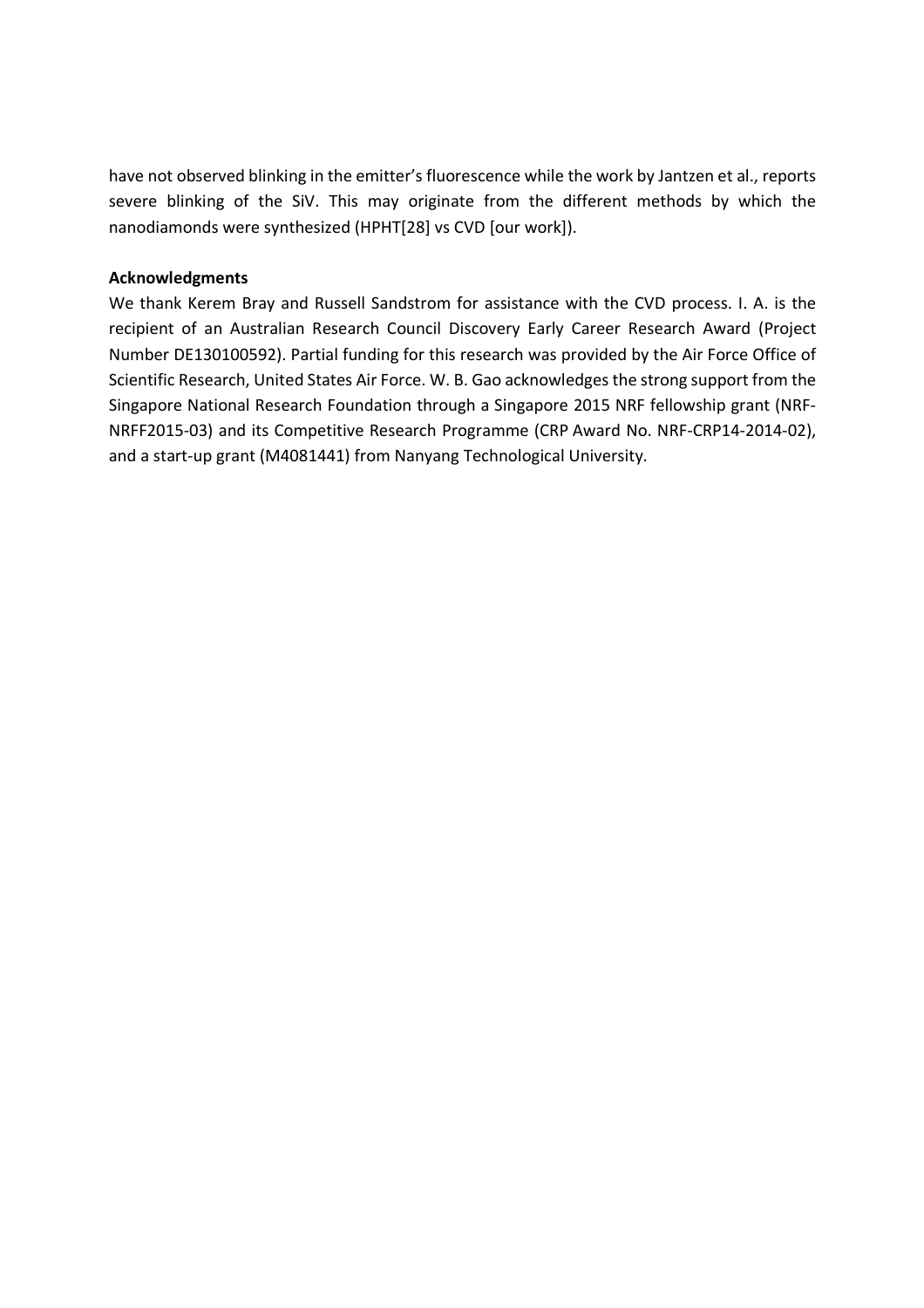have not observed blinking in the emitter's fluorescence while the work by Jantzen et al., reports severe blinking of the SiV. This may originate from the different methods by which the nanodiamonds were synthesized (HPHT[28] vs CVD [our work]).

**Acknowledgments**

We thank Kerem Bray and Russell Sandstrom for assistance with the CVD process. I. A. is the recipient of an Australian Research Council Discovery Early Career Research Award (Project Number DE130100592). Partial funding for this research was provided by the Air Force Office of Scientific Research, United States Air Force. W. B. Gao acknowledges the strong support from the Singapore National Research Foundation through a Singapore 2015 NRF fellowship grant (NRF-NRFF2015-03) and its Competitive Research Programme (CRP Award No. NRF-CRP14-2014-02), and a start-up grant (M4081441) from Nanyang Technological University.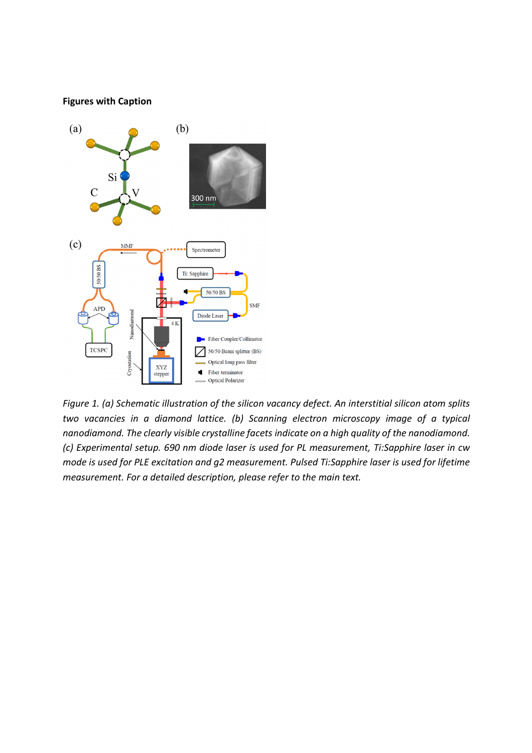**Figures with Caption**

*Figure 1. (a) Schematic illustration of the silicon vacancy defect. An interstitial silicon atom splits two vacancies in a diamond lattice. (b) Scanning electron microscopy image of a typical nanodiamond. The clearly visible crystalline facets indicate on a high quality of the nanodiamond. (c) Experimental setup. 690 nm diode laser is used for PL measurement, Ti:Sapphire laser in cw mode is used for PLE excitation and g2 measurement. Pulsed Ti:Sapphire laser is used for lifetime measurement. For a detailed description, please refer to the main text.*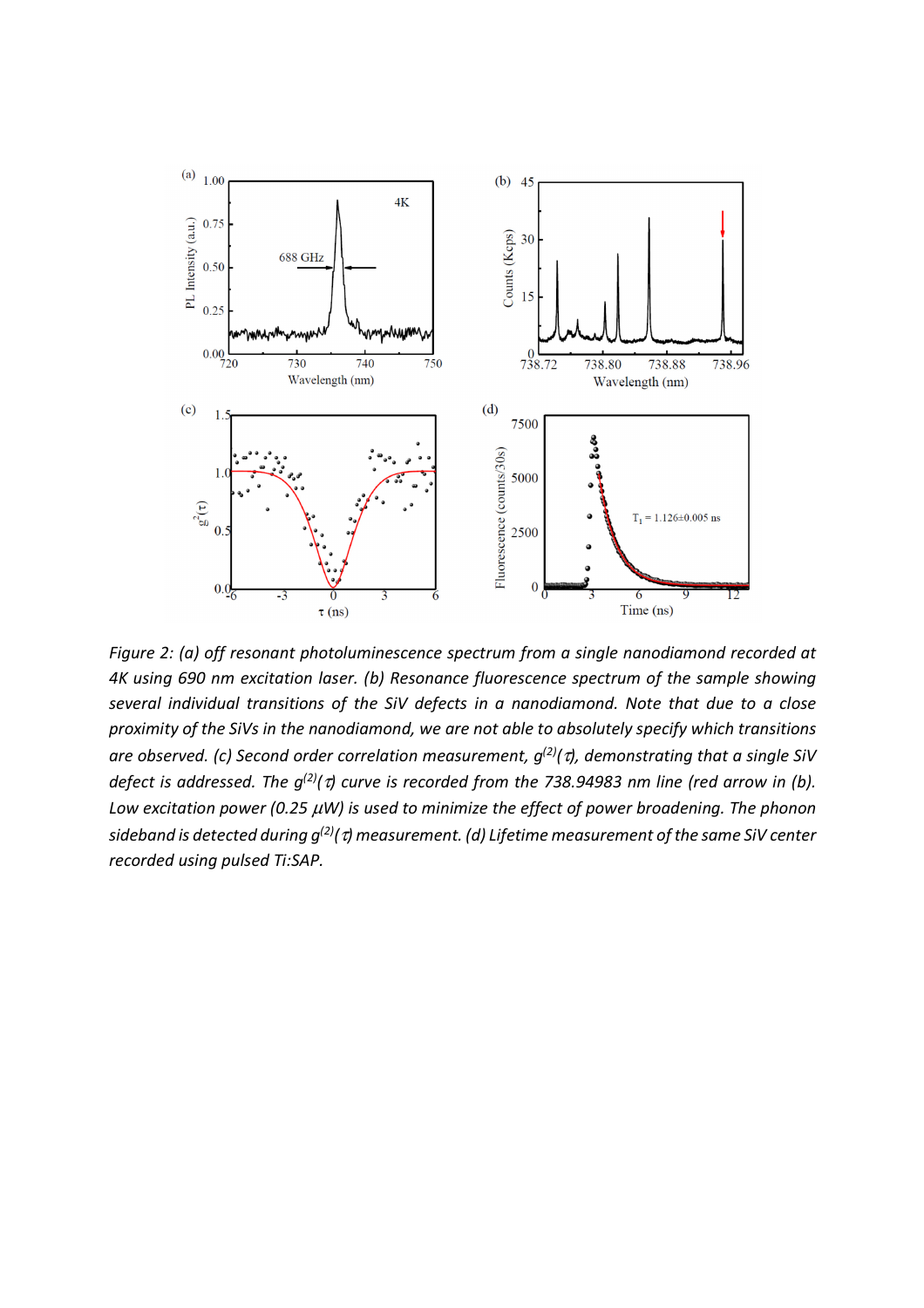*Figure 2: (a) off resonant photoluminescence spectrum from a single nanodiamond recorded at 4K using 690 nm excitation laser. (b) Resonance fluorescence spectrum of the sample showing several individual transitions of the SiV defects in a nanodiamond. Note that due to a close proximity of the SiVs in the nanodiamond, we are not able to absolutely specify which transitions are observed. (c) Second order correlation measurement, $g^{(2)}(\tau)$, demonstrating that a single SiV defect is addressed. The $g^{(2)}(\tau)$ curve is recorded from the 738.94983 nm line (red arrow in (b). Low excitation power (0.25 $\mu$W) is used to minimize the effect of power broadening. The phonon sideband is detected during $g^{(2)}(\tau)$ measurement. (d) Lifetime measurement of the same SiV center recorded using pulsed Ti:SAP.*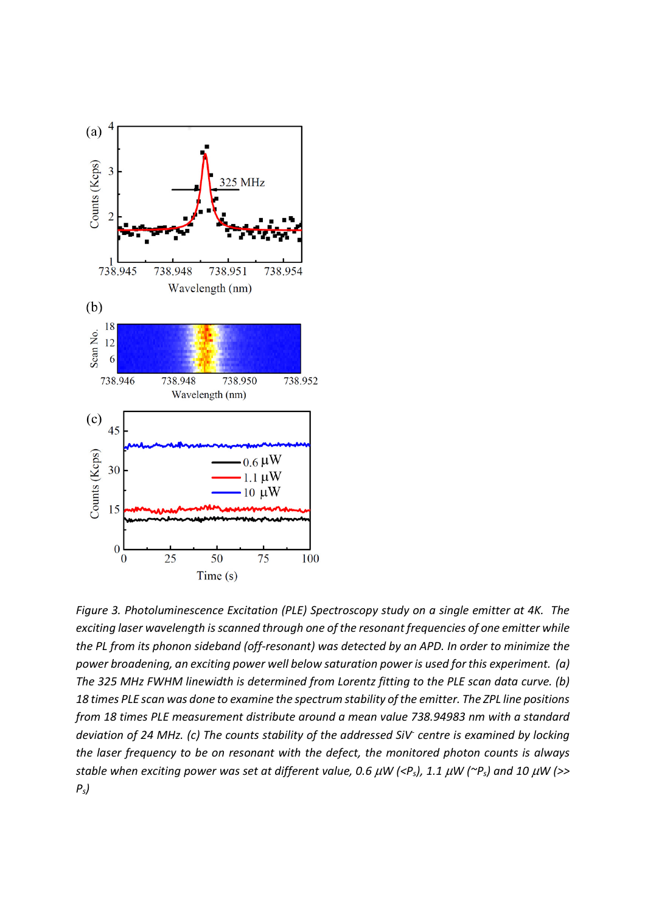*Figure 3. Photoluminescence Excitation (PLE) Spectroscopy study on a single emitter at 4K. The exciting laser wavelength is scanned through one of the resonant frequencies of one emitter while the PL from its phonon sideband (off-resonant) was detected by an APD. In order to minimize the power broadening, an exciting power well below saturation power is used for this experiment. (a) The 325 MHz FWHM linewidth is determined from Lorentz fitting to the PLE scan data curve. (b) 18 times PLE scan was done to examine the spectrum stability of the emitter. The ZPL line positions from 18 times PLE measurement distribute around a mean value 738.94983 nm with a standard deviation of 24 MHz. (c) The counts stability of the addressed $SiV^-$ centre is examined by locking the laser frequency to be on resonant with the defect, the monitored photon counts is always stable when exciting power was set at different value, 0.6 μW (<$P_s$), 1.1 μW (~$P_s$) and 10 μW (>> $P_s$)*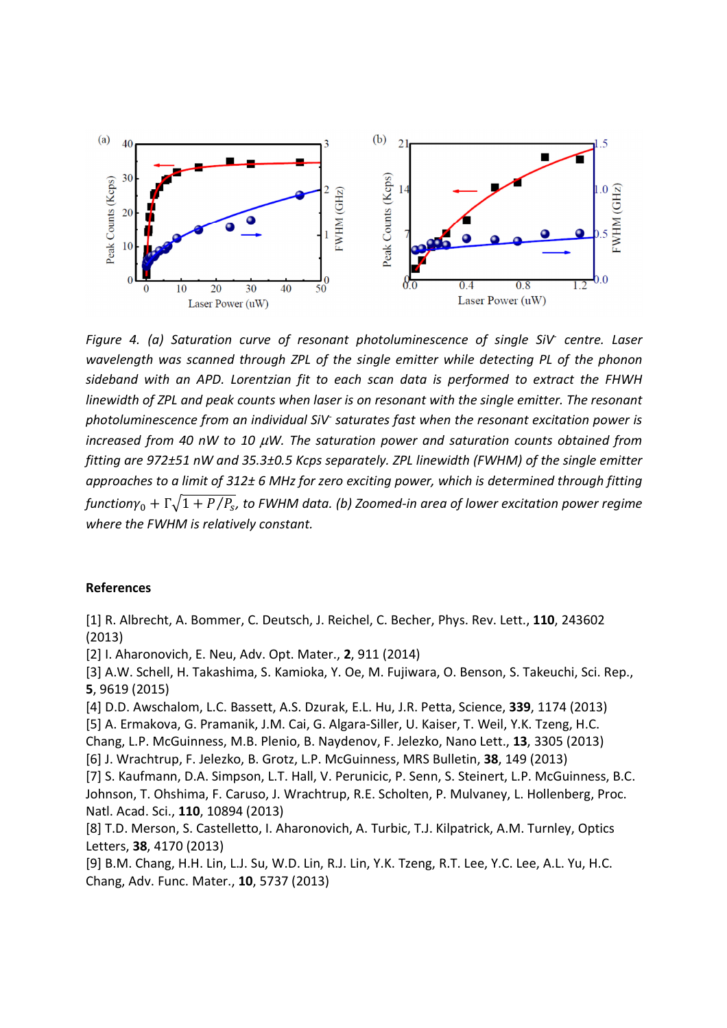*Figure 4. (a) Saturation curve of resonant photoluminescence of single SiV⁻ centre. Laser wavelength was scanned through ZPL of the single emitter while detecting PL of the phonon sideband with an APD. Lorentzian fit to each scan data is performed to extract the FHWH linewidth of ZPL and peak counts when laser is on resonant with the single emitter. The resonant photoluminescence from an individual SiV⁻ saturates fast when the resonant excitation power is increased from 40 nW to 10 $\mu W$. The saturation power and saturation counts obtained from fitting are 972±51 nW and 35.3±0.5 Kcps separately. ZPL linewidth (FWHM) of the single emitter approaches to a limit of 312± 6 MHz for zero exciting power, which is determined through fitting function$\gamma_0 + \Gamma\sqrt{1 + P/P_s}$, to FWHM data. (b) Zoomed-in area of lower excitation power regime where the FWHM is relatively constant.*

**References**

[1] R. Albrecht, A. Bommer, C. Deutsch, J. Reichel, C. Becher, Phys. Rev. Lett., **110**, 243602 (2013)
[2] I. Aharonovich, E. Neu, Adv. Opt. Mater., **2**, 911 (2014)
[3] A.W. Schell, H. Takashima, S. Kamioka, Y. Oe, M. Fujiwara, O. Benson, S. Takeuchi, Sci. Rep., **5**, 9619 (2015)
[4] D.D. Awschalom, L.C. Bassett, A.S. Dzurak, E.L. Hu, J.R. Petta, Science, **339**, 1174 (2013)
[5] A. Ermakova, G. Pramanik, J.M. Cai, G. Algara-Siller, U. Kaiser, T. Weil, Y.K. Tzeng, H.C. Chang, L.P. McGuinness, M.B. Plenio, B. Naydenov, F. Jelezko, Nano Lett., **13**, 3305 (2013)
[6] J. Wrachtrup, F. Jelezko, B. Grotz, L.P. McGuinness, MRS Bulletin, **38**, 149 (2013)
[7] S. Kaufmann, D.A. Simpson, L.T. Hall, V. Perunicic, P. Senn, S. Steinert, L.P. McGuinness, B.C. Johnson, T. Ohshima, F. Caruso, J. Wrachtrup, R.E. Scholten, P. Mulvaney, L. Hollenberg, Proc. Natl. Acad. Sci., **110**, 10894 (2013)
[8] T.D. Merson, S. Castelletto, I. Aharonovich, A. Turbic, T.J. Kilpatrick, A.M. Turnley, Optics Letters, **38**, 4170 (2013)
[9] B.M. Chang, H.H. Lin, L.J. Su, W.D. Lin, R.J. Lin, Y.K. Tzeng, R.T. Lee, Y.C. Lee, A.L. Yu, H.C. Chang, Adv. Func. Mater., **10**, 5737 (2013)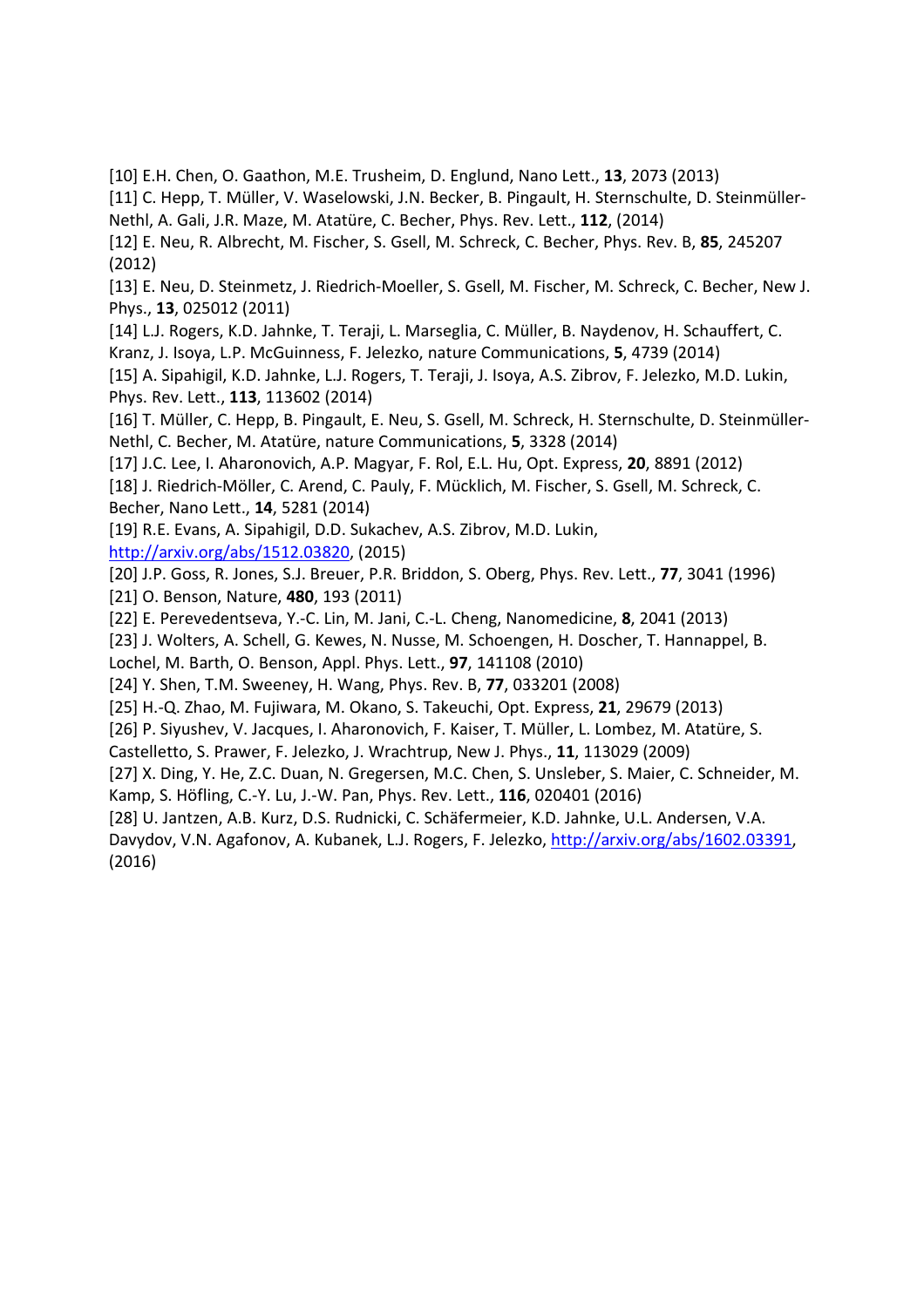[10] E.H. Chen, O. Gaathon, M.E. Trusheim, D. Englund, Nano Lett., **13**, 2073 (2013)

[11] C. Hepp, T. Müller, V. Waselowski, J.N. Becker, B. Pingault, H. Sternschulte, D. Steinmüller-Nethl, A. Gali, J.R. Maze, M. Atatüre, C. Becher, Phys. Rev. Lett., **112**, (2014)

[12] E. Neu, R. Albrecht, M. Fischer, S. Gsell, M. Schreck, C. Becher, Phys. Rev. B, **85**, 245207 (2012)

[13] E. Neu, D. Steinmetz, J. Riedrich-Moeller, S. Gsell, M. Fischer, M. Schreck, C. Becher, New J. Phys., **13**, 025012 (2011)

[14] L.J. Rogers, K.D. Jahnke, T. Teraji, L. Marseglia, C. Müller, B. Naydenov, H. Schauffert, C. Kranz, J. Isoya, L.P. McGuinness, F. Jelezko, nature Communications, **5**, 4739 (2014)

[15] A. Sipahigil, K.D. Jahnke, L.J. Rogers, T. Teraji, J. Isoya, A.S. Zibrov, F. Jelezko, M.D. Lukin, Phys. Rev. Lett., **113**, 113602 (2014)

[16] T. Müller, C. Hepp, B. Pingault, E. Neu, S. Gsell, M. Schreck, H. Sternschulte, D. Steinmüller-Nethl, C. Becher, M. Atatüre, nature Communications, **5**, 3328 (2014)

[17] J.C. Lee, I. Aharonovich, A.P. Magyar, F. Rol, E.L. Hu, Opt. Express, **20**, 8891 (2012)

[18] J. Riedrich-Möller, C. Arend, C. Pauly, F. Mücklich, M. Fischer, S. Gsell, M. Schreck, C. Becher, Nano Lett., **14**, 5281 (2014)

[19] R.E. Evans, A. Sipahigil, D.D. Sukachev, A.S. Zibrov, M.D. Lukin, http://arxiv.org/abs/1512.03820, (2015)

[20] J.P. Goss, R. Jones, S.J. Breuer, P.R. Briddon, S. Oberg, Phys. Rev. Lett., **77**, 3041 (1996)

[21] O. Benson, Nature, **480**, 193 (2011)

[22] E. Perevedentseva, Y.-C. Lin, M. Jani, C.-L. Cheng, Nanomedicine, **8**, 2041 (2013)

[23] J. Wolters, A. Schell, G. Kewes, N. Nusse, M. Schoengen, H. Doscher, T. Hannappel, B. Lochel, M. Barth, O. Benson, Appl. Phys. Lett., **97**, 141108 (2010)

[24] Y. Shen, T.M. Sweeney, H. Wang, Phys. Rev. B, **77**, 033201 (2008)

[25] H.-Q. Zhao, M. Fujiwara, M. Okano, S. Takeuchi, Opt. Express, **21**, 29679 (2013)

[26] P. Siyushev, V. Jacques, I. Aharonovich, F. Kaiser, T. Müller, L. Lombez, M. Atatüre, S. Castelletto, S. Prawer, F. Jelezko, J. Wrachtrup, New J. Phys., **11**, 113029 (2009)

[27] X. Ding, Y. He, Z.C. Duan, N. Gregersen, M.C. Chen, S. Unsleber, S. Maier, C. Schneider, M. Kamp, S. Höfling, C.-Y. Lu, J.-W. Pan, Phys. Rev. Lett., **116**, 020401 (2016)

[28] U. Jantzen, A.B. Kurz, D.S. Rudnicki, C. Schäfermeier, K.D. Jahnke, U.L. Andersen, V.A. Davydov, V.N. Agafonov, A. Kubanek, L.J. Rogers, F. Jelezko, http://arxiv.org/abs/1602.03391, (2016)